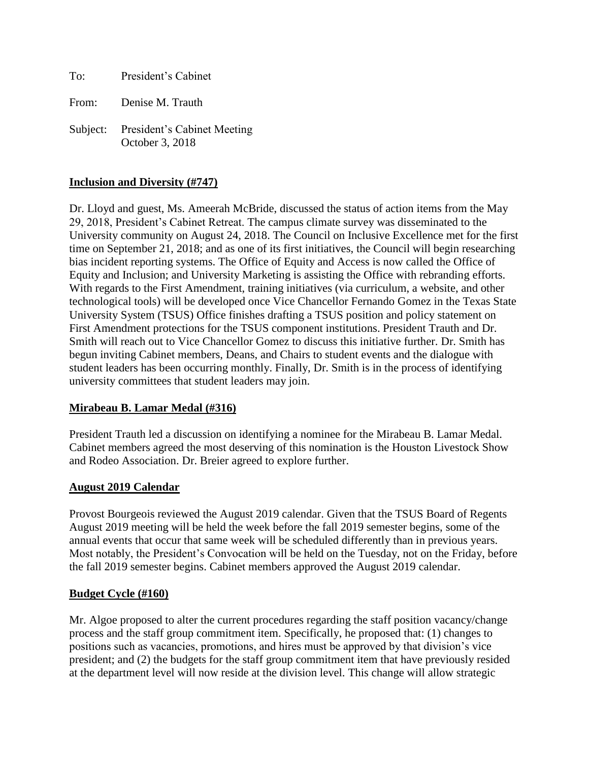To: President's Cabinet

From: Denise M. Trauth

Subject: President's Cabinet Meeting
October 3, 2018

## Inclusion and Diversity (#747)

Dr. Lloyd and guest, Ms. Ameerah McBride, discussed the status of action items from the May 29, 2018, President's Cabinet Retreat. The campus climate survey was disseminated to the University community on August 24, 2018. The Council on Inclusive Excellence met for the first time on September 21, 2018; and as one of its first initiatives, the Council will begin researching bias incident reporting systems. The Office of Equity and Access is now called the Office of Equity and Inclusion; and University Marketing is assisting the Office with rebranding efforts. With regards to the First Amendment, training initiatives (via curriculum, a website, and other technological tools) will be developed once Vice Chancellor Fernando Gomez in the Texas State University System (TSUS) Office finishes drafting a TSUS position and policy statement on First Amendment protections for the TSUS component institutions. President Trauth and Dr. Smith will reach out to Vice Chancellor Gomez to discuss this initiative further. Dr. Smith has begun inviting Cabinet members, Deans, and Chairs to student events and the dialogue with student leaders has been occurring monthly. Finally, Dr. Smith is in the process of identifying university committees that student leaders may join.

## Mirabeau B. Lamar Medal (#316)

President Trauth led a discussion on identifying a nominee for the Mirabeau B. Lamar Medal. Cabinet members agreed the most deserving of this nomination is the Houston Livestock Show and Rodeo Association. Dr. Breier agreed to explore further.

## August 2019 Calendar

Provost Bourgeois reviewed the August 2019 calendar. Given that the TSUS Board of Regents August 2019 meeting will be held the week before the fall 2019 semester begins, some of the annual events that occur that same week will be scheduled differently than in previous years. Most notably, the President's Convocation will be held on the Tuesday, not on the Friday, before the fall 2019 semester begins. Cabinet members approved the August 2019 calendar.

## Budget Cycle (#160)

Mr. Algoe proposed to alter the current procedures regarding the staff position vacancy/change process and the staff group commitment item. Specifically, he proposed that: (1) changes to positions such as vacancies, promotions, and hires must be approved by that division's vice president; and (2) the budgets for the staff group commitment item that have previously resided at the department level will now reside at the division level. This change will allow strategic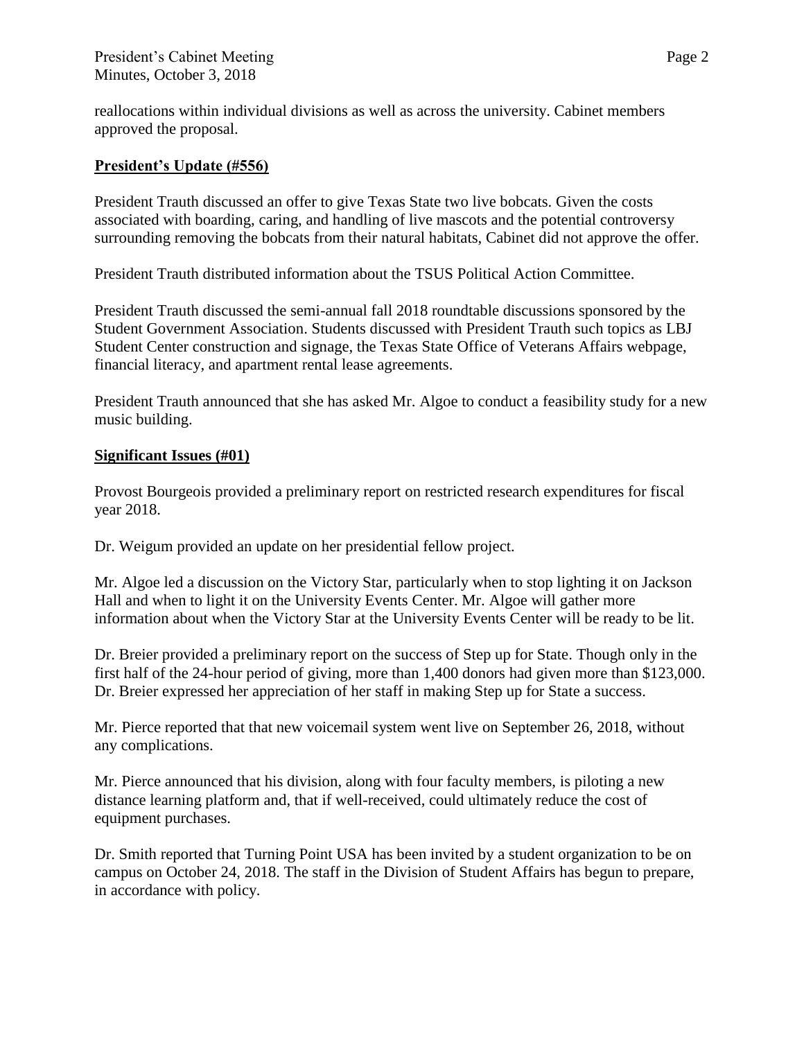reallocations within individual divisions as well as across the university. Cabinet members approved the proposal.

## **President's Update (#556)**

President Trauth discussed an offer to give Texas State two live bobcats. Given the costs associated with boarding, caring, and handling of live mascots and the potential controversy surrounding removing the bobcats from their natural habitats, Cabinet did not approve the offer.

President Trauth distributed information about the TSUS Political Action Committee.

President Trauth discussed the semi-annual fall 2018 roundtable discussions sponsored by the Student Government Association. Students discussed with President Trauth such topics as LBJ Student Center construction and signage, the Texas State Office of Veterans Affairs webpage, financial literacy, and apartment rental lease agreements.

President Trauth announced that she has asked Mr. Algoe to conduct a feasibility study for a new music building.

## **Significant Issues (#01)**

Provost Bourgeois provided a preliminary report on restricted research expenditures for fiscal year 2018.

Dr. Weigum provided an update on her presidential fellow project.

Mr. Algoe led a discussion on the Victory Star, particularly when to stop lighting it on Jackson Hall and when to light it on the University Events Center. Mr. Algoe will gather more information about when the Victory Star at the University Events Center will be ready to be lit.

Dr. Breier provided a preliminary report on the success of Step up for State. Though only in the first half of the 24-hour period of giving, more than 1,400 donors had given more than $123,000. Dr. Breier expressed her appreciation of her staff in making Step up for State a success.

Mr. Pierce reported that that new voicemail system went live on September 26, 2018, without any complications.

Mr. Pierce announced that his division, along with four faculty members, is piloting a new distance learning platform and, that if well-received, could ultimately reduce the cost of equipment purchases.

Dr. Smith reported that Turning Point USA has been invited by a student organization to be on campus on October 24, 2018. The staff in the Division of Student Affairs has begun to prepare, in accordance with policy.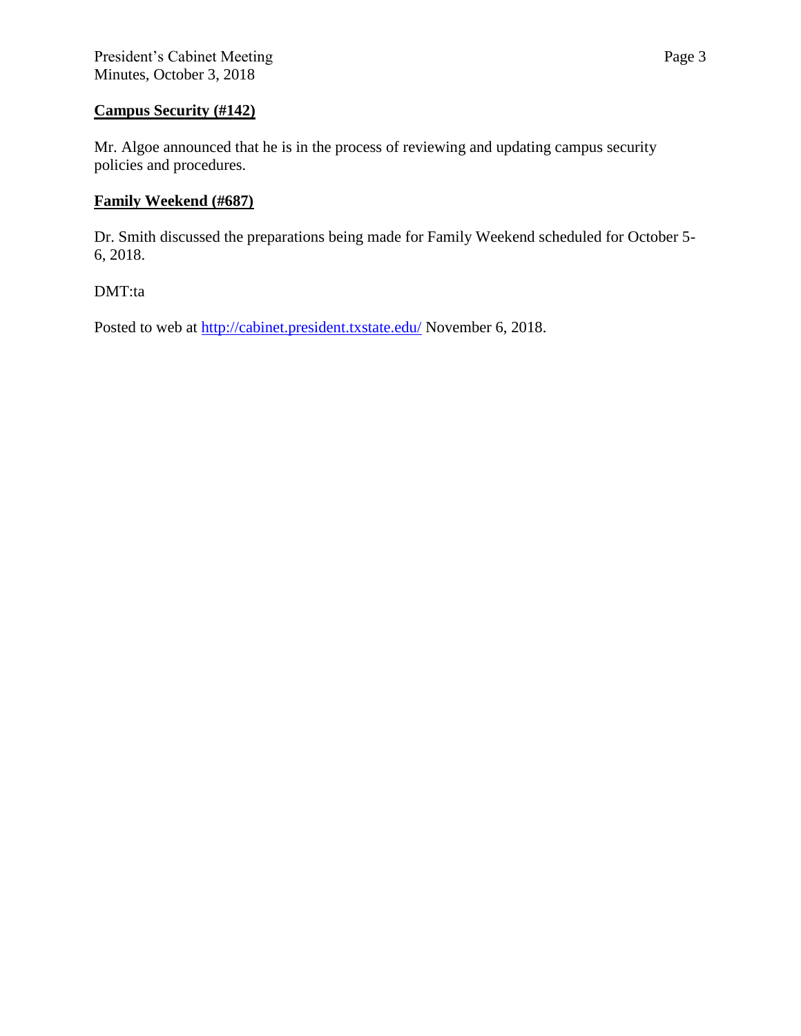**Campus Security (#142)**

Mr. Algoe announced that he is in the process of reviewing and updating campus security policies and procedures.

**Family Weekend (#687)**

Dr. Smith discussed the preparations being made for Family Weekend scheduled for October 5-6, 2018.

DMT:ta

Posted to web at http://cabinet.president.txstate.edu/ November 6, 2018.